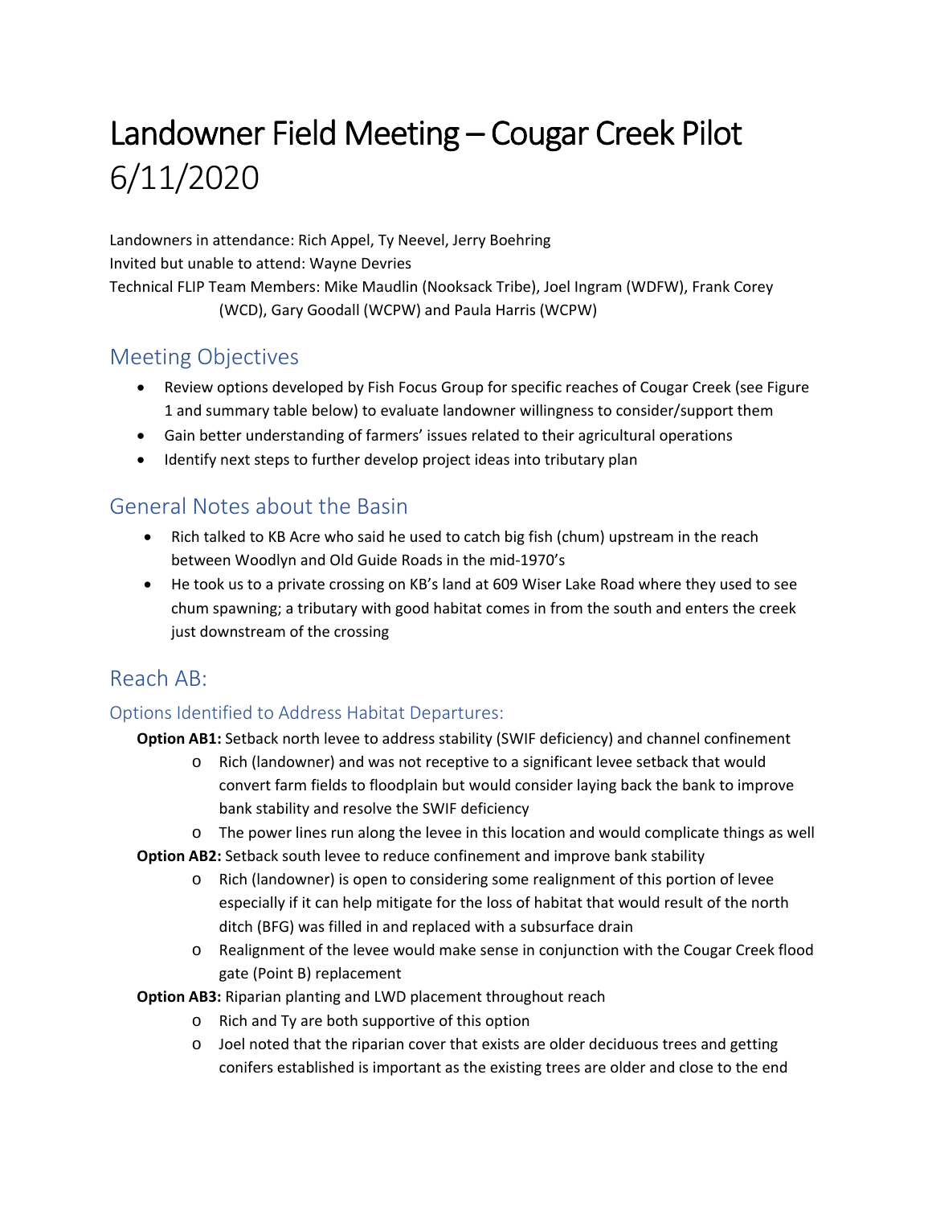# Landowner Field Meeting – Cougar Creek Pilot 6/11/2020

Landowners in attendance: Rich Appel, Ty Neevel, Jerry Boehring

Invited but unable to attend: Wayne Devries

Technical FLIP Team Members: Mike Maudlin (Nooksack Tribe), Joel Ingram (WDFW), Frank Corey (WCD), Gary Goodall (WCPW) and Paula Harris (WCPW)

## Meeting Objectives

- Review options developed by Fish Focus Group for specific reaches of Cougar Creek (see Figure 1 and summary table below) to evaluate landowner willingness to consider/support them
- Gain better understanding of farmers' issues related to their agricultural operations
- Identify next steps to further develop project ideas into tributary plan

## General Notes about the Basin

- Rich talked to KB Acre who said he used to catch big fish (chum) upstream in the reach between Woodlyn and Old Guide Roads in the mid-1970's
- He took us to a private crossing on KB's land at 609 Wiser Lake Road where they used to see chum spawning; a tributary with good habitat comes in from the south and enters the creek just downstream of the crossing

## Reach AB:

### Options Identified to Address Habitat Departures:

**Option AB1:** Setback north levee to address stability (SWIF deficiency) and channel confinement

- Rich (landowner) and was not receptive to a significant levee setback that would convert farm fields to floodplain but would consider laying back the bank to improve bank stability and resolve the SWIF deficiency
- The power lines run along the levee in this location and would complicate things as well

**Option AB2:** Setback south levee to reduce confinement and improve bank stability

- Rich (landowner) is open to considering some realignment of this portion of levee especially if it can help mitigate for the loss of habitat that would result of the north ditch (BFG) was filled in and replaced with a subsurface drain
- Realignment of the levee would make sense in conjunction with the Cougar Creek flood gate (Point B) replacement

**Option AB3:** Riparian planting and LWD placement throughout reach

- Rich and Ty are both supportive of this option
- Joel noted that the riparian cover that exists are older deciduous trees and getting conifers established is important as the existing trees are older and close to the end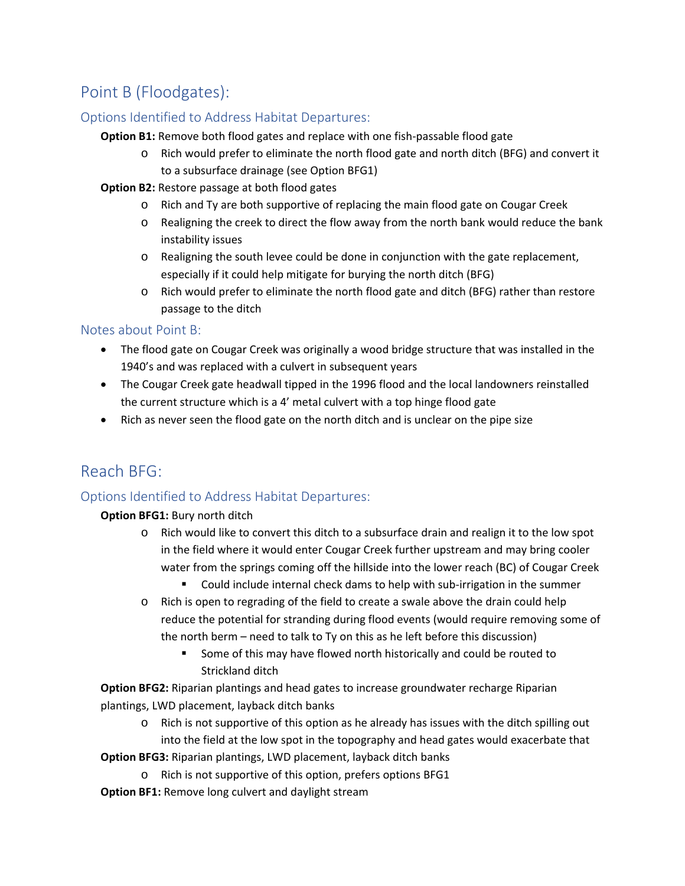## Point B (Floodgates):

### Options Identified to Address Habitat Departures:

**Option B1:** Remove both flood gates and replace with one fish-passable flood gate

- Rich would prefer to eliminate the north flood gate and north ditch (BFG) and convert it to a subsurface drainage (see Option BFG1)

**Option B2:** Restore passage at both flood gates

- Rich and Ty are both supportive of replacing the main flood gate on Cougar Creek
- Realigning the creek to direct the flow away from the north bank would reduce the bank instability issues
- Realigning the south levee could be done in conjunction with the gate replacement, especially if it could help mitigate for burying the north ditch (BFG)
- Rich would prefer to eliminate the north flood gate and ditch (BFG) rather than restore passage to the ditch

### Notes about Point B:

- The flood gate on Cougar Creek was originally a wood bridge structure that was installed in the 1940's and was replaced with a culvert in subsequent years
- The Cougar Creek gate headwall tipped in the 1996 flood and the local landowners reinstalled the current structure which is a 4' metal culvert with a top hinge flood gate
- Rich as never seen the flood gate on the north ditch and is unclear on the pipe size

## Reach BFG:

### Options Identified to Address Habitat Departures:

**Option BFG1:** Bury north ditch

- Rich would like to convert this ditch to a subsurface drain and realign it to the low spot in the field where it would enter Cougar Creek further upstream and may bring cooler water from the springs coming off the hillside into the lower reach (BC) of Cougar Creek
  - Could include internal check dams to help with sub-irrigation in the summer
- Rich is open to regrading of the field to create a swale above the drain could help reduce the potential for stranding during flood events (would require removing some of the north berm – need to talk to Ty on this as he left before this discussion)
  - Some of this may have flowed north historically and could be routed to Strickland ditch

**Option BFG2:** Riparian plantings and head gates to increase groundwater recharge Riparian plantings, LWD placement, layback ditch banks

- Rich is not supportive of this option as he already has issues with the ditch spilling out into the field at the low spot in the topography and head gates would exacerbate that

**Option BFG3:** Riparian plantings, LWD placement, layback ditch banks

- Rich is not supportive of this option, prefers options BFG1

**Option BF1:** Remove long culvert and daylight stream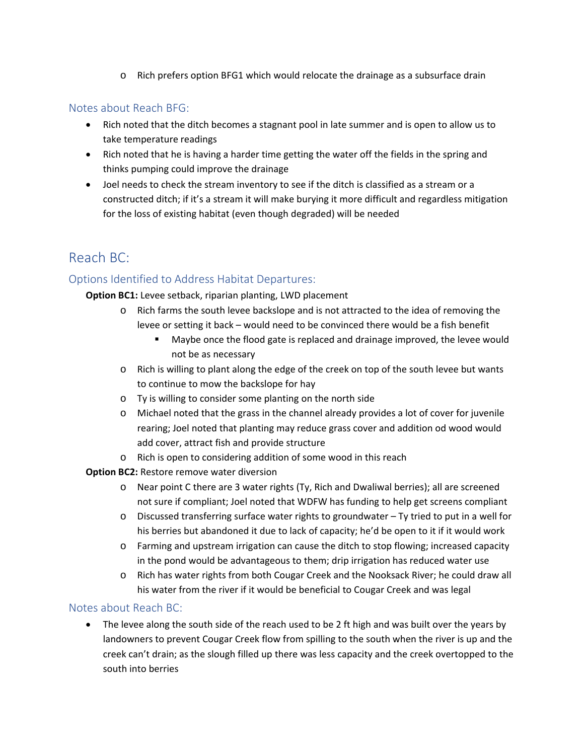- Rich prefers option BFG1 which would relocate the drainage as a subsurface drain

### Notes about Reach BFG:

- Rich noted that the ditch becomes a stagnant pool in late summer and is open to allow us to take temperature readings
- Rich noted that he is having a harder time getting the water off the fields in the spring and thinks pumping could improve the drainage
- Joel needs to check the stream inventory to see if the ditch is classified as a stream or a constructed ditch; if it's a stream it will make burying it more difficult and regardless mitigation for the loss of existing habitat (even though degraded) will be needed

## Reach BC:

### Options Identified to Address Habitat Departures:

**Option BC1:** Levee setback, riparian planting, LWD placement

- Rich farms the south levee backslope and is not attracted to the idea of removing the levee or setting it back – would need to be convinced there would be a fish benefit
  - Maybe once the flood gate is replaced and drainage improved, the levee would not be as necessary
- Rich is willing to plant along the edge of the creek on top of the south levee but wants to continue to mow the backslope for hay
- Ty is willing to consider some planting on the north side
- Michael noted that the grass in the channel already provides a lot of cover for juvenile rearing; Joel noted that planting may reduce grass cover and addition od wood would add cover, attract fish and provide structure
- Rich is open to considering addition of some wood in this reach

**Option BC2:** Restore remove water diversion

- Near point C there are 3 water rights (Ty, Rich and Dwaliwal berries); all are screened not sure if compliant; Joel noted that WDFW has funding to help get screens compliant
- Discussed transferring surface water rights to groundwater – Ty tried to put in a well for his berries but abandoned it due to lack of capacity; he'd be open to it if it would work
- Farming and upstream irrigation can cause the ditch to stop flowing; increased capacity in the pond would be advantageous to them; drip irrigation has reduced water use
- Rich has water rights from both Cougar Creek and the Nooksack River; he could draw all his water from the river if it would be beneficial to Cougar Creek and was legal

### Notes about Reach BC:

- The levee along the south side of the reach used to be 2 ft high and was built over the years by landowners to prevent Cougar Creek flow from spilling to the south when the river is up and the creek can't drain; as the slough filled up there was less capacity and the creek overtopped to the south into berries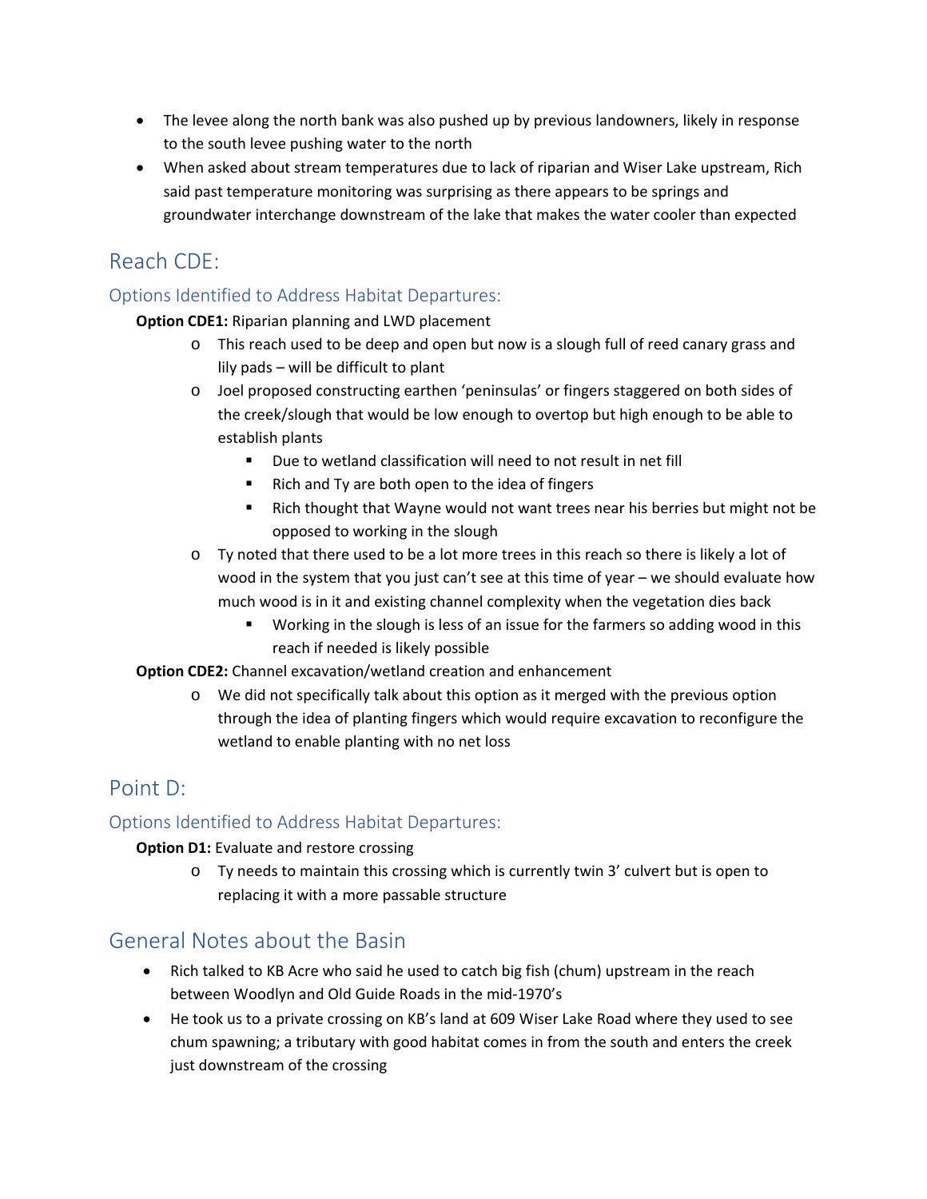- The levee along the north bank was also pushed up by previous landowners, likely in response to the south levee pushing water to the north
- When asked about stream temperatures due to lack of riparian and Wiser Lake upstream, Rich said past temperature monitoring was surprising as there appears to be springs and groundwater interchange downstream of the lake that makes the water cooler than expected

## Reach CDE:

### Options Identified to Address Habitat Departures:

**Option CDE1:** Riparian planning and LWD placement

- This reach used to be deep and open but now is a slough full of reed canary grass and lily pads – will be difficult to plant
- Joel proposed constructing earthen 'peninsulas' or fingers staggered on both sides of the creek/slough that would be low enough to overtop but high enough to be able to establish plants
  - Due to wetland classification will need to not result in net fill
  - Rich and Ty are both open to the idea of fingers
  - Rich thought that Wayne would not want trees near his berries but might not be opposed to working in the slough
- Ty noted that there used to be a lot more trees in this reach so there is likely a lot of wood in the system that you just can't see at this time of year – we should evaluate how much wood is in it and existing channel complexity when the vegetation dies back
  - Working in the slough is less of an issue for the farmers so adding wood in this reach if needed is likely possible

**Option CDE2:** Channel excavation/wetland creation and enhancement

- We did not specifically talk about this option as it merged with the previous option through the idea of planting fingers which would require excavation to reconfigure the wetland to enable planting with no net loss

## Point D:

### Options Identified to Address Habitat Departures:

**Option D1:** Evaluate and restore crossing

- Ty needs to maintain this crossing which is currently twin 3' culvert but is open to replacing it with a more passable structure

## General Notes about the Basin

- Rich talked to KB Acre who said he used to catch big fish (chum) upstream in the reach between Woodlyn and Old Guide Roads in the mid-1970's
- He took us to a private crossing on KB's land at 609 Wiser Lake Road where they used to see chum spawning; a tributary with good habitat comes in from the south and enters the creek just downstream of the crossing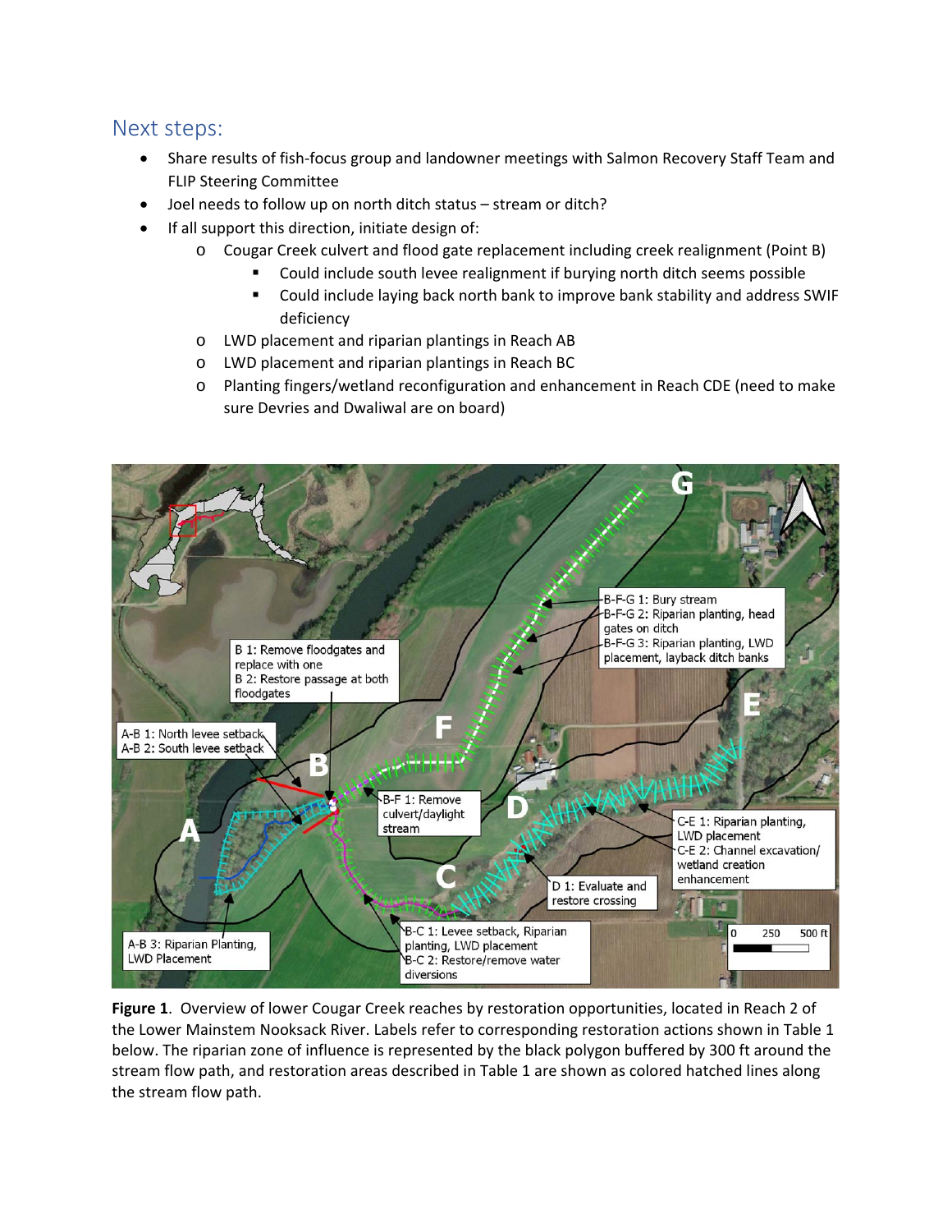## Next steps:

- Share results of fish-focus group and landowner meetings with Salmon Recovery Staff Team and FLIP Steering Committee
- Joel needs to follow up on north ditch status – stream or ditch?
- If all support this direction, initiate design of:
  - Cougar Creek culvert and flood gate replacement including creek realignment (Point B)
    - Could include south levee realignment if burying north ditch seems possible
    - Could include laying back north bank to improve bank stability and address SWIF deficiency
  - LWD placement and riparian plantings in Reach AB
  - LWD placement and riparian plantings in Reach BC
  - Planting fingers/wetland reconfiguration and enhancement in Reach CDE (need to make sure Devries and Dwaliwal are on board)

**Figure 1**. Overview of lower Cougar Creek reaches by restoration opportunities, located in Reach 2 of the Lower Mainstem Nooksack River. Labels refer to corresponding restoration actions shown in Table 1 below. The riparian zone of influence is represented by the black polygon buffered by 300 ft around the stream flow path, and restoration areas described in Table 1 are shown as colored hatched lines along the stream flow path.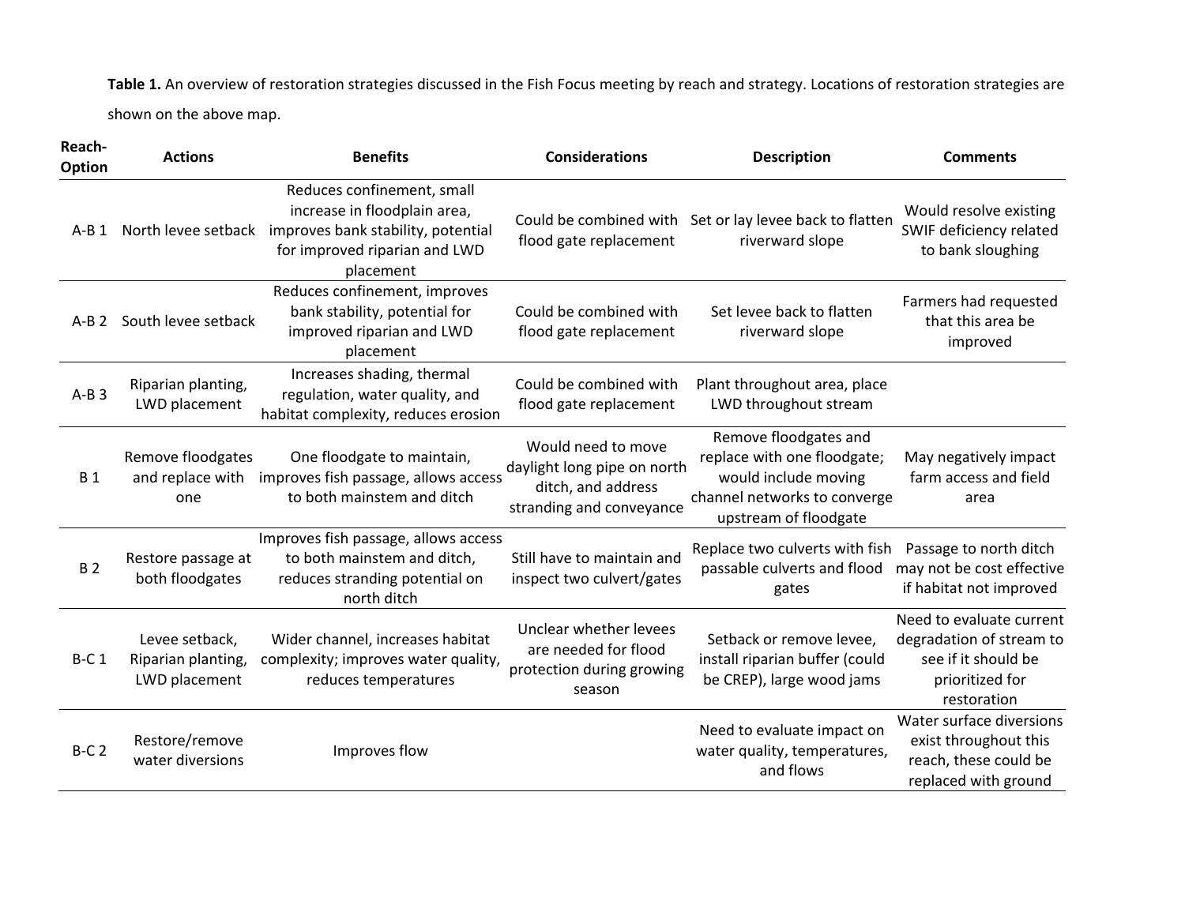**Table 1.** An overview of restoration strategies discussed in the Fish Focus meeting by reach and strategy. Locations of restoration strategies are shown on the above map.

| Reach-Option | Actions | Benefits | Considerations | Description | Comments |
|---|---|---|---|---|---|
| A-B 1 | North levee setback | Reduces confinement, small increase in floodplain area, improves bank stability, potential for improved riparian and LWD placement | Could be combined with flood gate replacement | Set or lay levee back to flatten riverward slope | Would resolve existing SWIF deficiency related to bank sloughing |
| A-B 2 | South levee setback | Reduces confinement, improves bank stability, potential for improved riparian and LWD placement | Could be combined with flood gate replacement | Set levee back to flatten riverward slope | Farmers had requested that this area be improved |
| A-B 3 | Riparian planting, LWD placement | Increases shading, thermal regulation, water quality, and habitat complexity, reduces erosion | Could be combined with flood gate replacement | Plant throughout area, place LWD throughout stream | |
| B 1 | Remove floodgates and replace with one | One floodgate to maintain, improves fish passage, allows access to both mainstem and ditch | Would need to move daylight long pipe on north ditch, and address stranding and conveyance | Remove floodgates and replace with one floodgate; would include moving channel networks to converge upstream of floodgate | May negatively impact farm access and field area |
| B 2 | Restore passage at both floodgates | Improves fish passage, allows access to both mainstem and ditch, reduces stranding potential on north ditch | Still have to maintain and inspect two culvert/gates | Replace two culverts with fish passable culverts and flood gates | Passage to north ditch may not be cost effective if habitat not improved |
| B-C 1 | Levee setback, Riparian planting, LWD placement | Wider channel, increases habitat complexity; improves water quality, reduces temperatures | Unclear whether levees are needed for flood protection during growing season | Setback or remove levee, install riparian buffer (could be CREP), large wood jams | Need to evaluate current degradation of stream to see if it should be prioritized for restoration |
| B-C 2 | Restore/remove water diversions | Improves flow | | Need to evaluate impact on water quality, temperatures, and flows | Water surface diversions exist throughout this reach, these could be replaced with ground |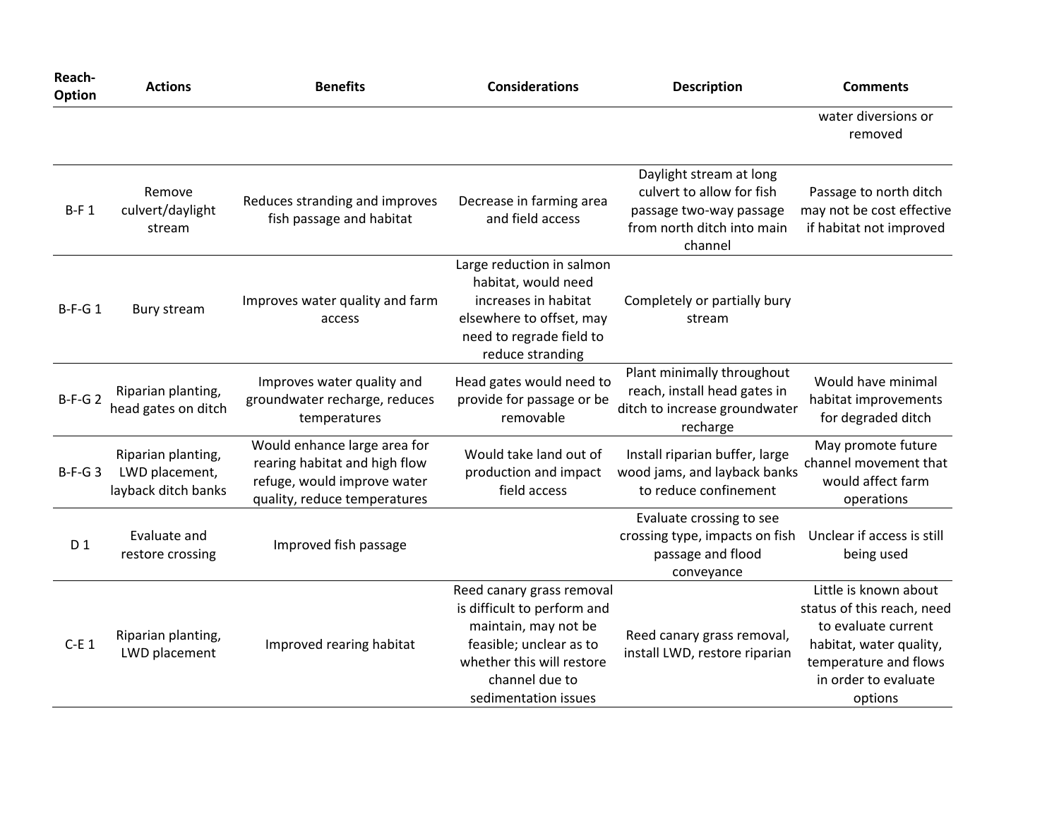| Reach-Option | Actions | Benefits | Considerations | Description | Comments |
|---|---|---|---|---|---|
| | | | | | water diversions or removed |
| B-F 1 | Remove culvert/daylight stream | Reduces stranding and improves fish passage and habitat | Decrease in farming area and field access | Daylight stream at long culvert to allow for fish passage two-way passage from north ditch into main channel | Passage to north ditch may not be cost effective if habitat not improved |
| B-F-G 1 | Bury stream | Improves water quality and farm access | Large reduction in salmon habitat, would need increases in habitat elsewhere to offset, may need to regrade field to reduce stranding | Completely or partially bury stream | |
| B-F-G 2 | Riparian planting, head gates on ditch | Improves water quality and groundwater recharge, reduces temperatures | Head gates would need to provide for passage or be removable | Plant minimally throughout reach, install head gates in ditch to increase groundwater recharge | Would have minimal habitat improvements for degraded ditch |
| B-F-G 3 | Riparian planting, LWD placement, layback ditch banks | Would enhance large area for rearing habitat and high flow refuge, would improve water quality, reduce temperatures | Would take land out of production and impact field access | Install riparian buffer, large wood jams, and layback banks to reduce confinement | May promote future channel movement that would affect farm operations |
| D 1 | Evaluate and restore crossing | Improved fish passage | | Evaluate crossing to see crossing type, impacts on fish passage and flood conveyance | Unclear if access is still being used |
| C-E 1 | Riparian planting, LWD placement | Improved rearing habitat | Reed canary grass removal is difficult to perform and maintain, may not be feasible; unclear as to whether this will restore channel due to sedimentation issues | Reed canary grass removal, install LWD, restore riparian | Little is known about status of this reach, need to evaluate current habitat, water quality, temperature and flows in order to evaluate options |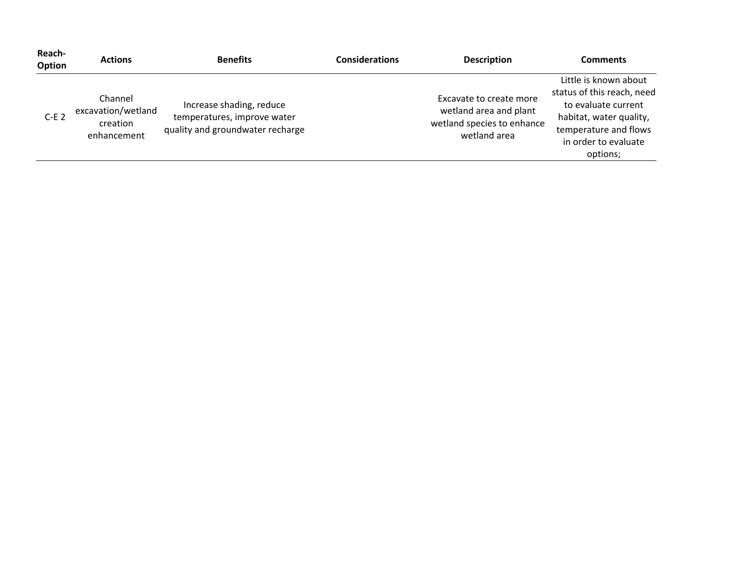| Reach-Option | Actions | Benefits | Considerations | Description | Comments |
|---|---|---|---|---|---|
| C-E 2 | Channel excavation/wetland creation enhancement | Increase shading, reduce temperatures, improve water quality and groundwater recharge | | Excavate to create more wetland area and plant wetland species to enhance wetland area | Little is known about status of this reach, need to evaluate current habitat, water quality, temperature and flows in order to evaluate options; |